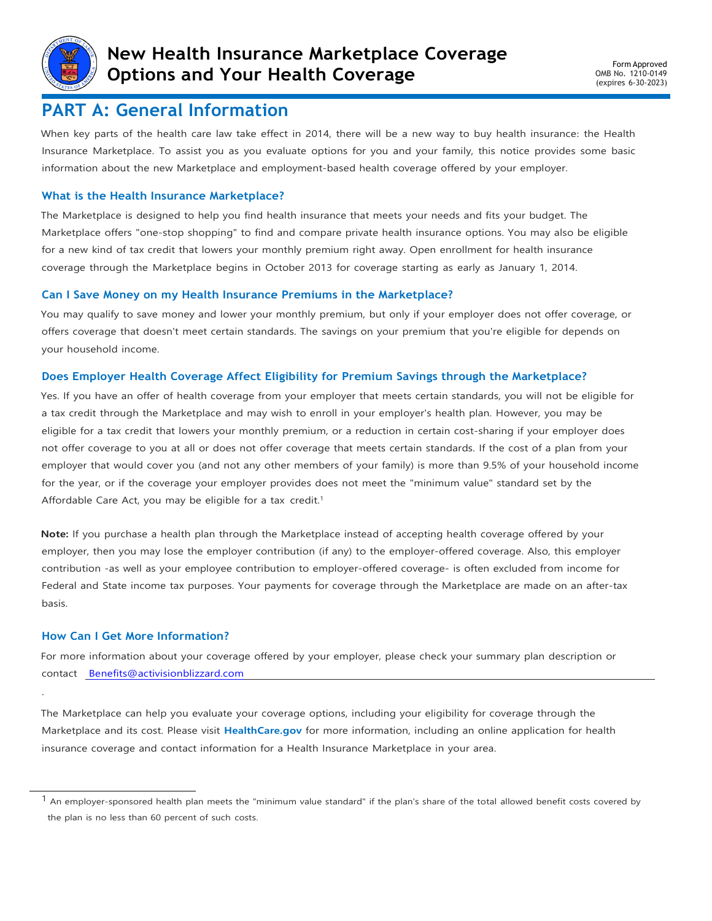# New Health Insurance Marketplace Coverage Options and Your Health Coverage

Form Approved
OMB No. 1210-0149
(expires 6-30-2023)

## PART A: General Information

When key parts of the health care law take effect in 2014, there will be a new way to buy health insurance: the Health Insurance Marketplace. To assist you as you evaluate options for you and your family, this notice provides some basic information about the new Marketplace and employment-based health coverage offered by your employer.

### What is the Health Insurance Marketplace?

The Marketplace is designed to help you find health insurance that meets your needs and fits your budget. The Marketplace offers "one-stop shopping" to find and compare private health insurance options. You may also be eligible for a new kind of tax credit that lowers your monthly premium right away. Open enrollment for health insurance coverage through the Marketplace begins in October 2013 for coverage starting as early as January 1, 2014.

### Can I Save Money on my Health Insurance Premiums in the Marketplace?

You may qualify to save money and lower your monthly premium, but only if your employer does not offer coverage, or offers coverage that doesn't meet certain standards. The savings on your premium that you're eligible for depends on your household income.

### Does Employer Health Coverage Affect Eligibility for Premium Savings through the Marketplace?

Yes. If you have an offer of health coverage from your employer that meets certain standards, you will not be eligible for a tax credit through the Marketplace and may wish to enroll in your employer's health plan. However, you may be eligible for a tax credit that lowers your monthly premium, or a reduction in certain cost-sharing if your employer does not offer coverage to you at all or does not offer coverage that meets certain standards. If the cost of a plan from your employer that would cover you (and not any other members of your family) is more than 9.5% of your household income for the year, or if the coverage your employer provides does not meet the "minimum value" standard set by the Affordable Care Act, you may be eligible for a tax credit.[1]

**Note:** If you purchase a health plan through the Marketplace instead of accepting health coverage offered by your employer, then you may lose the employer contribution (if any) to the employer-offered coverage. Also, this employer contribution -as well as your employee contribution to employer-offered coverage- is often excluded from income for Federal and State income tax purposes. Your payments for coverage through the Marketplace are made on an after-tax basis.

### How Can I Get More Information?

For more information about your coverage offered by your employer, please check your summary plan description or contact Benefits@activisionblizzard.com

.

The Marketplace can help you evaluate your coverage options, including your eligibility for coverage through the Marketplace and its cost. Please visit **HealthCare.gov** for more information, including an online application for health insurance coverage and contact information for a Health Insurance Marketplace in your area.

---

[1] An employer-sponsored health plan meets the "minimum value standard" if the plan's share of the total allowed benefit costs covered by the plan is no less than 60 percent of such costs.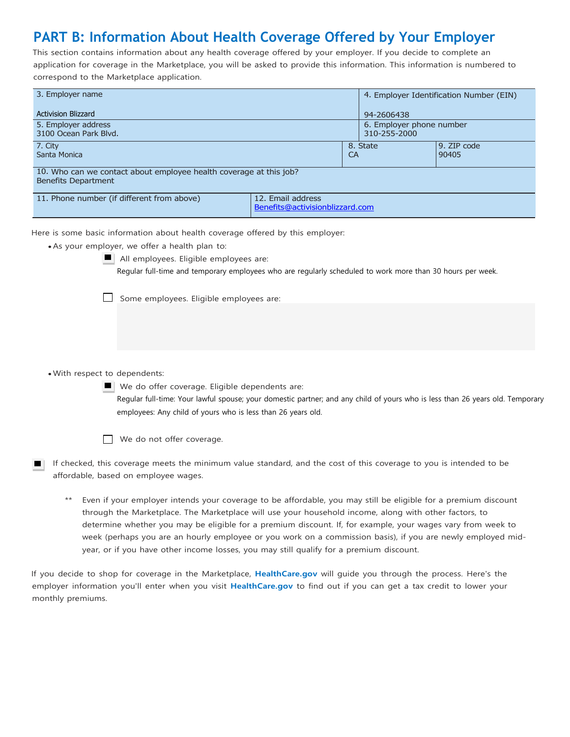## PART B: Information About Health Coverage Offered by Your Employer

This section contains information about any health coverage offered by your employer. If you decide to complete an application for coverage in the Marketplace, you will be asked to provide this information. This information is numbered to correspond to the Marketplace application.

| 3. Employer name | | 4. Employer Identification Number (EIN) |
|---|---|---|
| Activision Blizzard | | 94-2606438 |
| 5. Employer address<br>3100 Ocean Park Blvd. | | 6. Employer phone number<br>310-255-2000 |
| 7. City<br>Santa Monica | 8. State<br>CA | 9. ZIP code<br>90405 |
| 10. Who can we contact about employee health coverage at this job?<br>Benefits Department | | |
| 11. Phone number (if different from above) | 12. Email address<br>Benefits@activisionblizzard.com | |

Here is some basic information about health coverage offered by this employer:

- As your employer, we offer a health plan to:

  ☒ All employees. Eligible employees are:
  Regular full-time and temporary employees who are regularly scheduled to work more than 30 hours per week.

  ☐ Some employees. Eligible employees are:

- With respect to dependents:

  ☒ We do offer coverage. Eligible dependents are:
  Regular full-time: Your lawful spouse; your domestic partner; and any child of yours who is less than 26 years old. Temporary employees: Any child of yours who is less than 26 years old.

  ☐ We do not offer coverage.

☒ If checked, this coverage meets the minimum value standard, and the cost of this coverage to you is intended to be affordable, based on employee wages.

\*\* Even if your employer intends your coverage to be affordable, you may still be eligible for a premium discount through the Marketplace. The Marketplace will use your household income, along with other factors, to determine whether you may be eligible for a premium discount. If, for example, your wages vary from week to week (perhaps you are an hourly employee or you work on a commission basis), if you are newly employed mid-year, or if you have other income losses, you may still qualify for a premium discount.

If you decide to shop for coverage in the Marketplace, **HealthCare.gov** will guide you through the process. Here's the employer information you'll enter when you visit **HealthCare.gov** to find out if you can get a tax credit to lower your monthly premiums.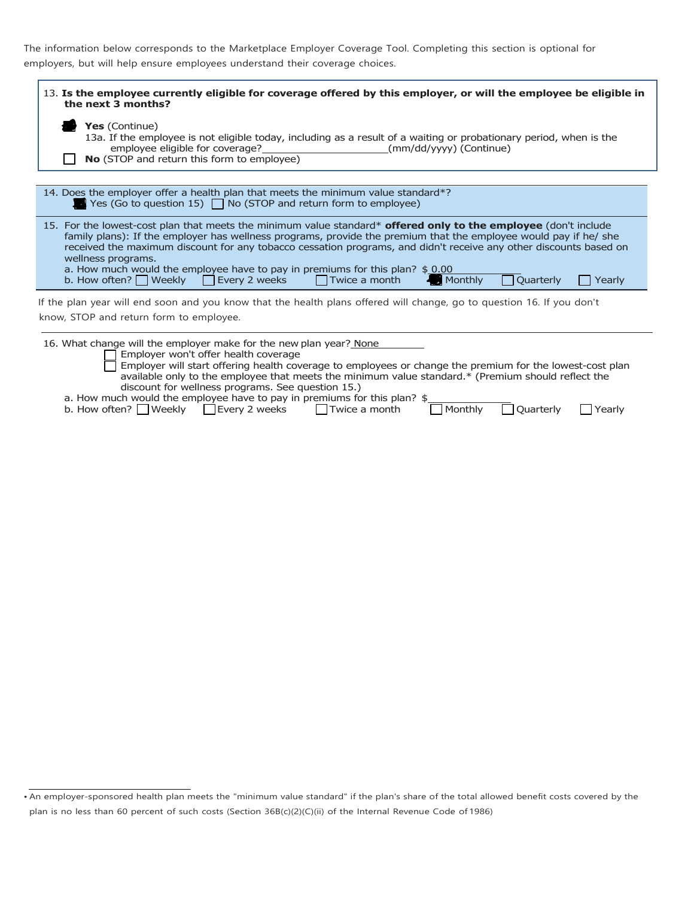The information below corresponds to the Marketplace Employer Coverage Tool. Completing this section is optional for employers, but will help ensure employees understand their coverage choices.

13. **Is the employee currently eligible for coverage offered by this employer, or will the employee be eligible in the next 3 months?**

- [x] **Yes** (Continue)
  - 13a. If the employee is not eligible today, including as a result of a waiting or probationary period, when is the employee eligible for coverage?\_\_\_\_\_\_\_\_\_\_\_\_\_\_\_\_\_\_\_\_(mm/dd/yyyy) (Continue)
- [ ] **No** (STOP and return this form to employee)

14. Does the employer offer a health plan that meets the minimum value standard*?
- [x] Yes (Go to question 15)
- [ ] No (STOP and return form to employee)

15. For the lowest-cost plan that meets the minimum value standard* **offered only to the employee** (don't include family plans): If the employer has wellness programs, provide the premium that the employee would pay if he/ she received the maximum discount for any tobacco cessation programs, and didn't receive any other discounts based on wellness programs.

a. How much would the employee have to pay in premiums for this plan? $ 0.00

b. How often?
- [ ] Weekly
- [ ] Every 2 weeks
- [ ] Twice a month
- [x] Monthly
- [ ] Quarterly
- [ ] Yearly

If the plan year will end soon and you know that the health plans offered will change, go to question 16. If you don't know, STOP and return form to employee.

16. What change will the employer make for the new plan year? None
- [ ] Employer won't offer health coverage
- [ ] Employer will start offering health coverage to employees or change the premium for the lowest-cost plan available only to the employee that meets the minimum value standard.* (Premium should reflect the discount for wellness programs. See question 15.)

a. How much would the employee have to pay in premiums for this plan? $\_\_\_\_\_\_\_\_\_\_\_\_\_\_

b. How often?
- [ ] Weekly
- [ ] Every 2 weeks
- [ ] Twice a month
- [ ] Monthly
- [ ] Quarterly
- [ ] Yearly

• An employer-sponsored health plan meets the "minimum value standard" if the plan's share of the total allowed benefit costs covered by the plan is no less than 60 percent of such costs (Section 36B(c)(2)(C)(ii) of the Internal Revenue Code of 1986)